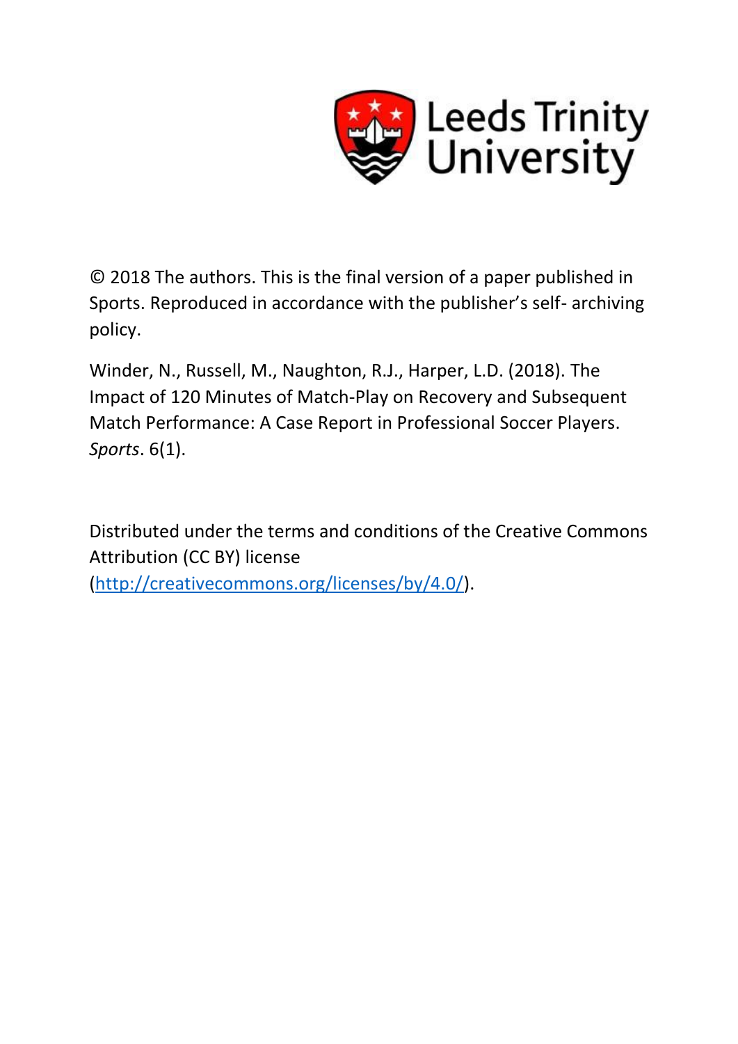Leeds Trinity University

© 2018 The authors. This is the final version of a paper published in Sports. Reproduced in accordance with the publisher's self- archiving policy.

Winder, N., Russell, M., Naughton, R.J., Harper, L.D. (2018). The Impact of 120 Minutes of Match-Play on Recovery and Subsequent Match Performance: A Case Report in Professional Soccer Players. *Sports*. 6(1).

Distributed under the terms and conditions of the Creative Commons Attribution (CC BY) license (http://creativecommons.org/licenses/by/4.0/).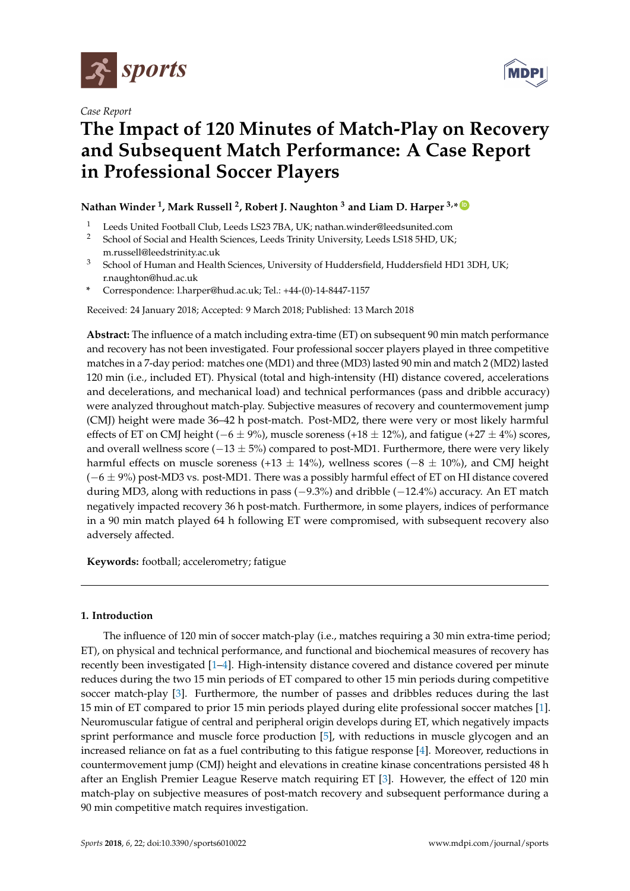Case Report

# The Impact of 120 Minutes of Match-Play on Recovery and Subsequent Match Performance: A Case Report in Professional Soccer Players

**Nathan Winder [1], Mark Russell [2], Robert J. Naughton [3] and Liam D. Harper [3,*]**

[1] Leeds United Football Club, Leeds LS23 7BA, UK; nathan.winder@leedsunited.com

[2] School of Social and Health Sciences, Leeds Trinity University, Leeds LS18 5HD, UK; m.russell@leedstrinity.ac.uk

[3] School of Human and Health Sciences, University of Huddersfield, Huddersfield HD1 3DH, UK; r.naughton@hud.ac.uk

\* Correspondence: l.harper@hud.ac.uk; Tel.: +44-(0)-14-8447-1157

Received: 24 January 2018; Accepted: 9 March 2018; Published: 13 March 2018

**Abstract:** The influence of a match including extra-time (ET) on subsequent 90 min match performance and recovery has not been investigated. Four professional soccer players played in three competitive matches in a 7-day period: matches one (MD1) and three (MD3) lasted 90 min and match 2 (MD2) lasted 120 min (i.e., included ET). Physical (total and high-intensity (HI) distance covered, accelerations and decelerations, and mechanical load) and technical performances (pass and dribble accuracy) were analyzed throughout match-play. Subjective measures of recovery and countermovement jump (CMJ) height were made 36–42 h post-match. Post-MD2, there were very or most likely harmful effects of ET on CMJ height ($-6 \pm 9\%$), muscle soreness ($+18 \pm 12\%$), and fatigue ($+27 \pm 4\%$) scores, and overall wellness score ($-13 \pm 5\%$) compared to post-MD1. Furthermore, there were very likely harmful effects on muscle soreness ($+13 \pm 14\%$), wellness scores ($-8 \pm 10\%$), and CMJ height ($-6 \pm 9\%$) post-MD3 vs. post-MD1. There was a possibly harmful effect of ET on HI distance covered during MD3, along with reductions in pass ($-9.3\%$) and dribble ($-12.4\%$) accuracy. An ET match negatively impacted recovery 36 h post-match. Furthermore, in some players, indices of performance in a 90 min match played 64 h following ET were compromised, with subsequent recovery also adversely affected.

**Keywords:** football; accelerometry; fatigue

## 1. Introduction

The influence of 120 min of soccer match-play (i.e., matches requiring a 30 min extra-time period; ET), on physical and technical performance, and functional and biochemical measures of recovery has recently been investigated [1–4]. High-intensity distance covered and distance covered per minute reduces during the two 15 min periods of ET compared to other 15 min periods during competitive soccer match-play [3]. Furthermore, the number of passes and dribbles reduces during the last 15 min of ET compared to prior 15 min periods played during elite professional soccer matches [1]. Neuromuscular fatigue of central and peripheral origin develops during ET, which negatively impacts sprint performance and muscle force production [5], with reductions in muscle glycogen and an increased reliance on fat as a fuel contributing to this fatigue response [4]. Moreover, reductions in countermovement jump (CMJ) height and elevations in creatine kinase concentrations persisted 48 h after an English Premier League Reserve match requiring ET [3]. However, the effect of 120 min match-play on subjective measures of post-match recovery and subsequent performance during a 90 min competitive match requires investigation.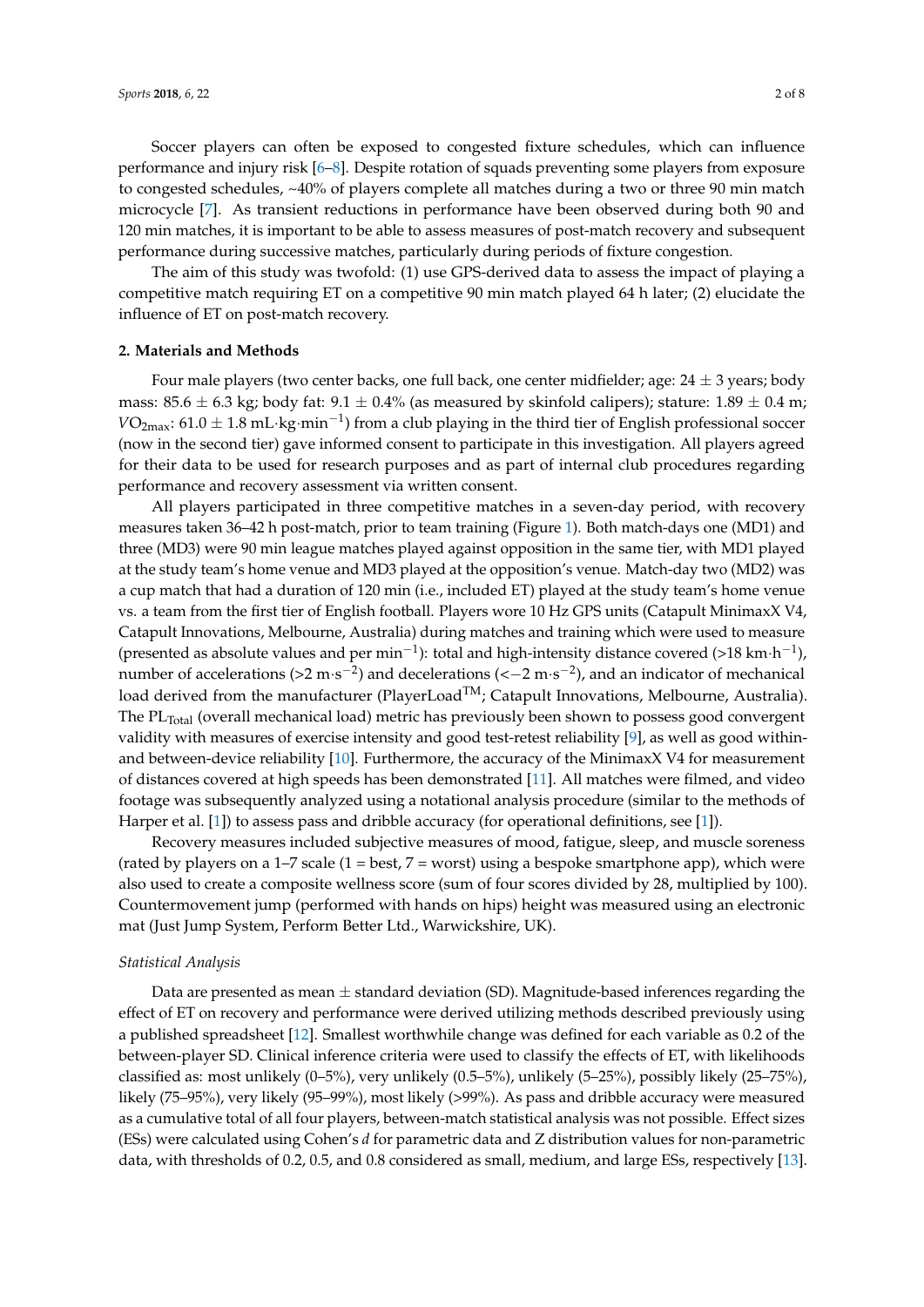Soccer players can often be exposed to congested fixture schedules, which can influence performance and injury risk [6–8]. Despite rotation of squads preventing some players from exposure to congested schedules, ~40% of players complete all matches during a two or three 90 min match microcycle [7]. As transient reductions in performance have been observed during both 90 and 120 min matches, it is important to be able to assess measures of post-match recovery and subsequent performance during successive matches, particularly during periods of fixture congestion.

The aim of this study was twofold: (1) use GPS-derived data to assess the impact of playing a competitive match requiring ET on a competitive 90 min match played 64 h later; (2) elucidate the influence of ET on post-match recovery.

## 2. Materials and Methods

Four male players (two center backs, one full back, one center midfielder; age: 24 ± 3 years; body mass: 85.6 ± 6.3 kg; body fat: 9.1 ± 0.4% (as measured by skinfold calipers); stature: 1.89 ± 0.4 m; $VO_{2max}$: 61.0 ± 1.8 $mL \cdot kg \cdot min^{-1}$) from a club playing in the third tier of English professional soccer (now in the second tier) gave informed consent to participate in this investigation. All players agreed for their data to be used for research purposes and as part of internal club procedures regarding performance and recovery assessment via written consent.

All players participated in three competitive matches in a seven-day period, with recovery measures taken 36–42 h post-match, prior to team training (Figure 1). Both match-days one (MD1) and three (MD3) were 90 min league matches played against opposition in the same tier, with MD1 played at the study team's home venue and MD3 played at the opposition's venue. Match-day two (MD2) was a cup match that had a duration of 120 min (i.e., included ET) played at the study team's home venue vs. a team from the first tier of English football. Players wore 10 Hz GPS units (Catapult MinimaxX V4, Catapult Innovations, Melbourne, Australia) during matches and training which were used to measure (presented as absolute values and per $min^{-1}$): total and high-intensity distance covered (>18 $km \cdot h^{-1}$), number of accelerations (>2 $m \cdot s^{-2}$) and decelerations (<−2 $m \cdot s^{-2}$), and an indicator of mechanical load derived from the manufacturer (PlayerLoad™; Catapult Innovations, Melbourne, Australia). The $PL_{Total}$ (overall mechanical load) metric has previously been shown to possess good convergent validity with measures of exercise intensity and good test-retest reliability [9], as well as good within- and between-device reliability [10]. Furthermore, the accuracy of the MinimaxX V4 for measurement of distances covered at high speeds has been demonstrated [11]. All matches were filmed, and video footage was subsequently analyzed using a notational analysis procedure (similar to the methods of Harper et al. [1]) to assess pass and dribble accuracy (for operational definitions, see [1]).

Recovery measures included subjective measures of mood, fatigue, sleep, and muscle soreness (rated by players on a 1–7 scale (1 = best, 7 = worst) using a bespoke smartphone app), which were also used to create a composite wellness score (sum of four scores divided by 28, multiplied by 100). Countermovement jump (performed with hands on hips) height was measured using an electronic mat (Just Jump System, Perform Better Ltd., Warwickshire, UK).

### *Statistical Analysis*

Data are presented as mean ± standard deviation (SD). Magnitude-based inferences regarding the effect of ET on recovery and performance were derived utilizing methods described previously using a published spreadsheet [12]. Smallest worthwhile change was defined for each variable as 0.2 of the between-player SD. Clinical inference criteria were used to classify the effects of ET, with likelihoods classified as: most unlikely (0–5%), very unlikely (0.5–5%), unlikely (5–25%), possibly likely (25–75%), likely (75–95%), very likely (95–99%), most likely (>99%). As pass and dribble accuracy were measured as a cumulative total of all four players, between-match statistical analysis was not possible. Effect sizes (ESs) were calculated using Cohen's *d* for parametric data and Z distribution values for non-parametric data, with thresholds of 0.2, 0.5, and 0.8 considered as small, medium, and large ESs, respectively [13].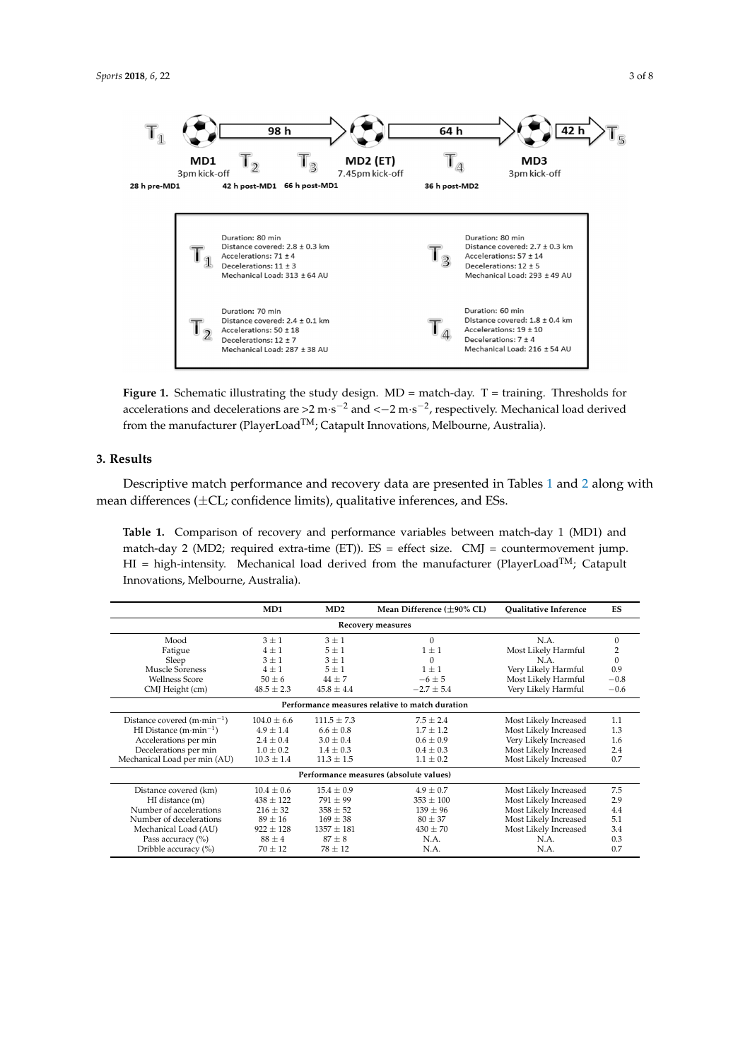T1 — MD1 (3pm kick-off) — T2 — T3 — 98 h — MD2 (ET) (7.45pm kick-off) — T4 — 64 h — MD3 (3pm kick-off) — 42 h — T5

28 h pre-MD1 | 42 h post-MD1 | 66 h post-MD1 | 36 h post-MD2

| | |
|---|---|
| **T1** Duration: 80 min; Distance covered: 2.8 ± 0.3 km; Accelerations: 71 ± 4; Decelerations: 11 ± 3; Mechanical Load: 313 ± 64 AU | **T3** Duration: 80 min; Distance covered: 2.7 ± 0.3 km; Accelerations: 57 ± 14; Decelerations: 12 ± 5; Mechanical Load: 293 ± 49 AU |
| **T2** Duration: 70 min; Distance covered: 2.4 ± 0.1 km; Accelerations: 50 ± 18; Decelerations: 12 ± 7; Mechanical Load: 287 ± 38 AU | **T4** Duration: 60 min; Distance covered: 1.8 ± 0.4 km; Accelerations: 19 ± 10; Decelerations: 7 ± 4; Mechanical Load: 216 ± 54 AU |

**Figure 1.** Schematic illustrating the study design. MD = match-day. T = training. Thresholds for accelerations and decelerations are >2 $m \cdot s^{-2}$ and <−2 $m \cdot s^{-2}$, respectively. Mechanical load derived from the manufacturer (PlayerLoad™; Catapult Innovations, Melbourne, Australia).

## 3. Results

Descriptive match performance and recovery data are presented in Tables 1 and 2 along with mean differences (±CL; confidence limits), qualitative inferences, and ESs.

**Table 1.** Comparison of recovery and performance variables between match-day 1 (MD1) and match-day 2 (MD2; required extra-time (ET)). ES = effect size. CMJ = countermovement jump. HI = high-intensity. Mechanical load derived from the manufacturer (PlayerLoad™; Catapult Innovations, Melbourne, Australia).

| | MD1 | MD2 | Mean Difference (±90% CL) | Qualitative Inference | ES |
|---|---|---|---|---|---|
| **Recovery measures** | | | | | |
| Mood | 3 ± 1 | 3 ± 1 | 0 | N.A. | 0 |
| Fatigue | 4 ± 1 | 5 ± 1 | 1 ± 1 | Most Likely Harmful | 2 |
| Sleep | 3 ± 1 | 3 ± 1 | 0 | N.A. | 0 |
| Muscle Soreness | 4 ± 1 | 5 ± 1 | 1 ± 1 | Very Likely Harmful | 0.9 |
| Wellness Score | 50 ± 6 | 44 ± 7 | −6 ± 5 | Most Likely Harmful | −0.8 |
| CMJ Height (cm) | 48.5 ± 2.3 | 45.8 ± 4.4 | −2.7 ± 5.4 | Very Likely Harmful | −0.6 |
| **Performance measures relative to match duration** | | | | | |
| Distance covered ($m \cdot min^{-1}$) | 104.0 ± 6.6 | 111.5 ± 7.3 | 7.5 ± 2.4 | Most Likely Increased | 1.1 |
| HI Distance ($m \cdot min^{-1}$) | 4.9 ± 1.4 | 6.6 ± 0.8 | 1.7 ± 1.2 | Most Likely Increased | 1.3 |
| Accelerations per min | 2.4 ± 0.4 | 3.0 ± 0.4 | 0.6 ± 0.9 | Very Likely Increased | 1.6 |
| Decelerations per min | 1.0 ± 0.2 | 1.4 ± 0.3 | 0.4 ± 0.3 | Most Likely Increased | 2.4 |
| Mechanical Load per min (AU) | 10.3 ± 1.4 | 11.3 ± 1.5 | 1.1 ± 0.2 | Most Likely Increased | 0.7 |
| **Performance measures (absolute values)** | | | | | |
| Distance covered (km) | 10.4 ± 0.6 | 15.4 ± 0.9 | 4.9 ± 0.7 | Most Likely Increased | 7.5 |
| HI distance (m) | 438 ± 122 | 791 ± 99 | 353 ± 100 | Most Likely Increased | 2.9 |
| Number of accelerations | 216 ± 32 | 358 ± 52 | 139 ± 96 | Most Likely Increased | 4.4 |
| Number of decelerations | 89 ± 16 | 169 ± 38 | 80 ± 37 | Most Likely Increased | 5.1 |
| Mechanical Load (AU) | 922 ± 128 | 1357 ± 181 | 430 ± 70 | Most Likely Increased | 3.4 |
| Pass accuracy (%) | 88 ± 4 | 87 ± 8 | N.A. | N.A. | 0.3 |
| Dribble accuracy (%) | 70 ± 12 | 78 ± 12 | N.A. | N.A. | 0.7 |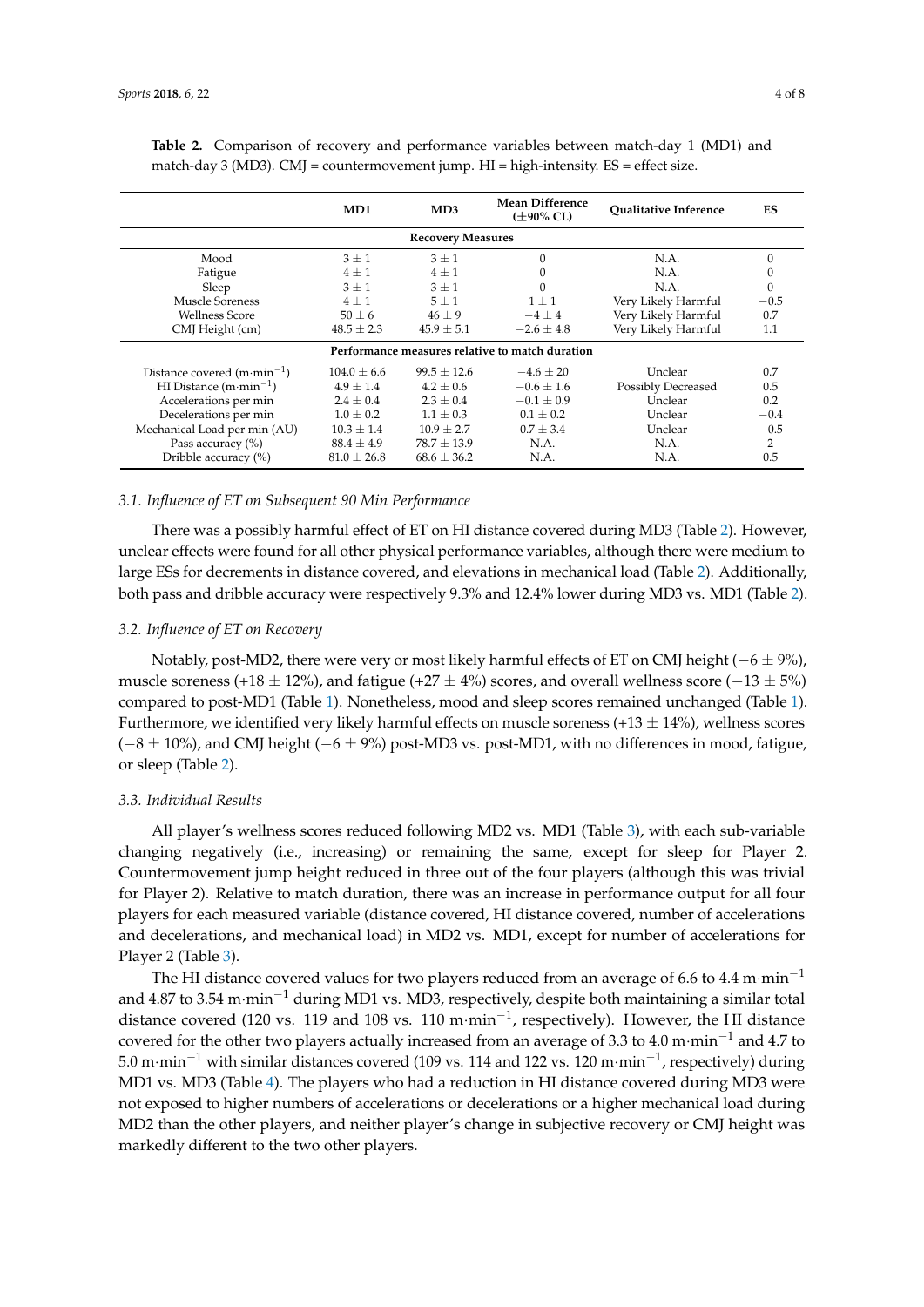**Table 2.** Comparison of recovery and performance variables between match-day 1 (MD1) and match-day 3 (MD3). CMJ = countermovement jump. HI = high-intensity. ES = effect size.

| | MD1 | MD3 | Mean Difference (±90% CL) | Qualitative Inference | ES |
|---|---|---|---|---|---|
| **Recovery Measures** | | | | | |
| Mood | 3 ± 1 | 3 ± 1 | 0 | N.A. | 0 |
| Fatigue | 4 ± 1 | 4 ± 1 | 0 | N.A. | 0 |
| Sleep | 3 ± 1 | 3 ± 1 | 0 | N.A. | 0 |
| Muscle Soreness | 4 ± 1 | 5 ± 1 | 1 ± 1 | Very Likely Harmful | −0.5 |
| Wellness Score | 50 ± 6 | 46 ± 9 | −4 ± 4 | Very Likely Harmful | 0.7 |
| CMJ Height (cm) | 48.5 ± 2.3 | 45.9 ± 5.1 | −2.6 ± 4.8 | Very Likely Harmful | 1.1 |
| **Performance measures relative to match duration** | | | | | |
| Distance covered (m·min$^{-1}$) | 104.0 ± 6.6 | 99.5 ± 12.6 | −4.6 ± 20 | Unclear | 0.7 |
| HI Distance (m·min$^{-1}$) | 4.9 ± 1.4 | 4.2 ± 0.6 | −0.6 ± 1.6 | Possibly Decreased | 0.5 |
| Accelerations per min | 2.4 ± 0.4 | 2.3 ± 0.4 | −0.1 ± 0.9 | Unclear | 0.2 |
| Decelerations per min | 1.0 ± 0.2 | 1.1 ± 0.3 | 0.1 ± 0.2 | Unclear | −0.4 |
| Mechanical Load per min (AU) | 10.3 ± 1.4 | 10.9 ± 2.7 | 0.7 ± 3.4 | Unclear | −0.5 |
| Pass accuracy (%) | 88.4 ± 4.9 | 78.7 ± 13.9 | N.A. | N.A. | 2 |
| Dribble accuracy (%) | 81.0 ± 26.8 | 68.6 ± 36.2 | N.A. | N.A. | 0.5 |

### *3.1. Influence of ET on Subsequent 90 Min Performance*

There was a possibly harmful effect of ET on HI distance covered during MD3 (Table 2). However, unclear effects were found for all other physical performance variables, although there were medium to large ESs for decrements in distance covered, and elevations in mechanical load (Table 2). Additionally, both pass and dribble accuracy were respectively 9.3% and 12.4% lower during MD3 vs. MD1 (Table 2).

### *3.2. Influence of ET on Recovery*

Notably, post-MD2, there were very or most likely harmful effects of ET on CMJ height (−6 ± 9%), muscle soreness (+18 ± 12%), and fatigue (+27 ± 4%) scores, and overall wellness score (−13 ± 5%) compared to post-MD1 (Table 1). Nonetheless, mood and sleep scores remained unchanged (Table 1). Furthermore, we identified very likely harmful effects on muscle soreness (+13 ± 14%), wellness scores (−8 ± 10%), and CMJ height (−6 ± 9%) post-MD3 vs. post-MD1, with no differences in mood, fatigue, or sleep (Table 2).

### *3.3. Individual Results*

All player's wellness scores reduced following MD2 vs. MD1 (Table 3), with each sub-variable changing negatively (i.e., increasing) or remaining the same, except for sleep for Player 2. Countermovement jump height reduced in three out of the four players (although this was trivial for Player 2). Relative to match duration, there was an increase in performance output for all four players for each measured variable (distance covered, HI distance covered, number of accelerations and decelerations, and mechanical load) in MD2 vs. MD1, except for number of accelerations for Player 2 (Table 3).

The HI distance covered values for two players reduced from an average of 6.6 to 4.4 m·min$^{-1}$ and 4.87 to 3.54 m·min$^{-1}$ during MD1 vs. MD3, respectively, despite both maintaining a similar total distance covered (120 vs. 119 and 108 vs. 110 m·min$^{-1}$, respectively). However, the HI distance covered for the other two players actually increased from an average of 3.3 to 4.0 m·min$^{-1}$ and 4.7 to 5.0 m·min$^{-1}$ with similar distances covered (109 vs. 114 and 122 vs. 120 m·min$^{-1}$, respectively) during MD1 vs. MD3 (Table 4). The players who had a reduction in HI distance covered during MD3 were not exposed to higher numbers of accelerations or decelerations or a higher mechanical load during MD2 than the other players, and neither player's change in subjective recovery or CMJ height was markedly different to the two other players.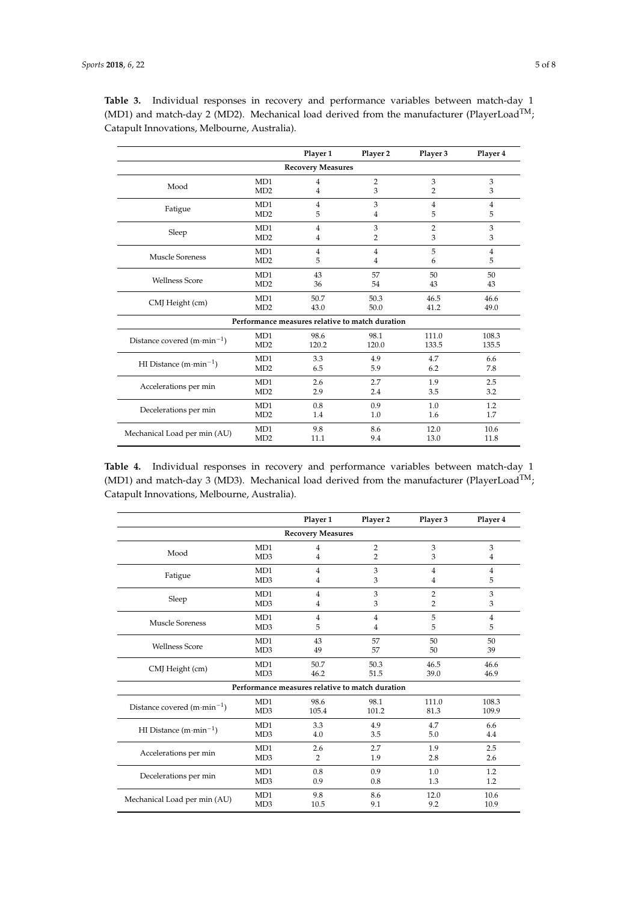**Table 3.** Individual responses in recovery and performance variables between match-day 1 (MD1) and match-day 2 (MD2). Mechanical load derived from the manufacturer (PlayerLoad$^{TM}$; Catapult Innovations, Melbourne, Australia).

| | | Player 1 | Player 2 | Player 3 | Player 4 |
|---|---|---|---|---|---|
| **Recovery Measures** | | | | | |
| Mood | MD1 | 4 | 2 | 3 | 3 |
| | MD2 | 4 | 3 | 2 | 3 |
| Fatigue | MD1 | 4 | 3 | 4 | 4 |
| | MD2 | 5 | 4 | 5 | 5 |
| Sleep | MD1 | 4 | 3 | 2 | 3 |
| | MD2 | 4 | 2 | 3 | 3 |
| Muscle Soreness | MD1 | 4 | 4 | 5 | 4 |
| | MD2 | 5 | 4 | 6 | 5 |
| Wellness Score | MD1 | 43 | 57 | 50 | 50 |
| | MD2 | 36 | 54 | 43 | 43 |
| CMJ Height (cm) | MD1 | 50.7 | 50.3 | 46.5 | 46.6 |
| | MD2 | 43.0 | 50.0 | 41.2 | 49.0 |
| **Performance measures relative to match duration** | | | | | |
| Distance covered ($m \cdot min^{-1}$) | MD1 | 98.6 | 98.1 | 111.0 | 108.3 |
| | MD2 | 120.2 | 120.0 | 133.5 | 135.5 |
| HI Distance ($m \cdot min^{-1}$) | MD1 | 3.3 | 4.9 | 4.7 | 6.6 |
| | MD2 | 6.5 | 5.9 | 6.2 | 7.8 |
| Accelerations per min | MD1 | 2.6 | 2.7 | 1.9 | 2.5 |
| | MD2 | 2.9 | 2.4 | 3.5 | 3.2 |
| Decelerations per min | MD1 | 0.8 | 0.9 | 1.0 | 1.2 |
| | MD2 | 1.4 | 1.0 | 1.6 | 1.7 |
| Mechanical Load per min (AU) | MD1 | 9.8 | 8.6 | 12.0 | 10.6 |
| | MD2 | 11.1 | 9.4 | 13.0 | 11.8 |

**Table 4.** Individual responses in recovery and performance variables between match-day 1 (MD1) and match-day 3 (MD3). Mechanical load derived from the manufacturer (PlayerLoad$^{TM}$; Catapult Innovations, Melbourne, Australia).

| | | Player 1 | Player 2 | Player 3 | Player 4 |
|---|---|---|---|---|---|
| **Recovery Measures** | | | | | |
| Mood | MD1 | 4 | 2 | 3 | 3 |
| | MD3 | 4 | 2 | 3 | 4 |
| Fatigue | MD1 | 4 | 3 | 4 | 4 |
| | MD3 | 4 | 3 | 4 | 5 |
| Sleep | MD1 | 4 | 3 | 2 | 3 |
| | MD3 | 4 | 3 | 2 | 3 |
| Muscle Soreness | MD1 | 4 | 4 | 5 | 4 |
| | MD3 | 5 | 4 | 5 | 5 |
| Wellness Score | MD1 | 43 | 57 | 50 | 50 |
| | MD3 | 49 | 57 | 50 | 39 |
| CMJ Height (cm) | MD1 | 50.7 | 50.3 | 46.5 | 46.6 |
| | MD3 | 46.2 | 51.5 | 39.0 | 46.9 |
| **Performance measures relative to match duration** | | | | | |
| Distance covered ($m \cdot min^{-1}$) | MD1 | 98.6 | 98.1 | 111.0 | 108.3 |
| | MD3 | 105.4 | 101.2 | 81.3 | 109.9 |
| HI Distance ($m \cdot min^{-1}$) | MD1 | 3.3 | 4.9 | 4.7 | 6.6 |
| | MD3 | 4.0 | 3.5 | 5.0 | 4.4 |
| Accelerations per min | MD1 | 2.6 | 2.7 | 1.9 | 2.5 |
| | MD3 | 2 | 1.9 | 2.8 | 2.6 |
| Decelerations per min | MD1 | 0.8 | 0.9 | 1.0 | 1.2 |
| | MD3 | 0.9 | 0.8 | 1.3 | 1.2 |
| Mechanical Load per min (AU) | MD1 | 9.8 | 8.6 | 12.0 | 10.6 |
| | MD3 | 10.5 | 9.1 | 9.2 | 10.9 |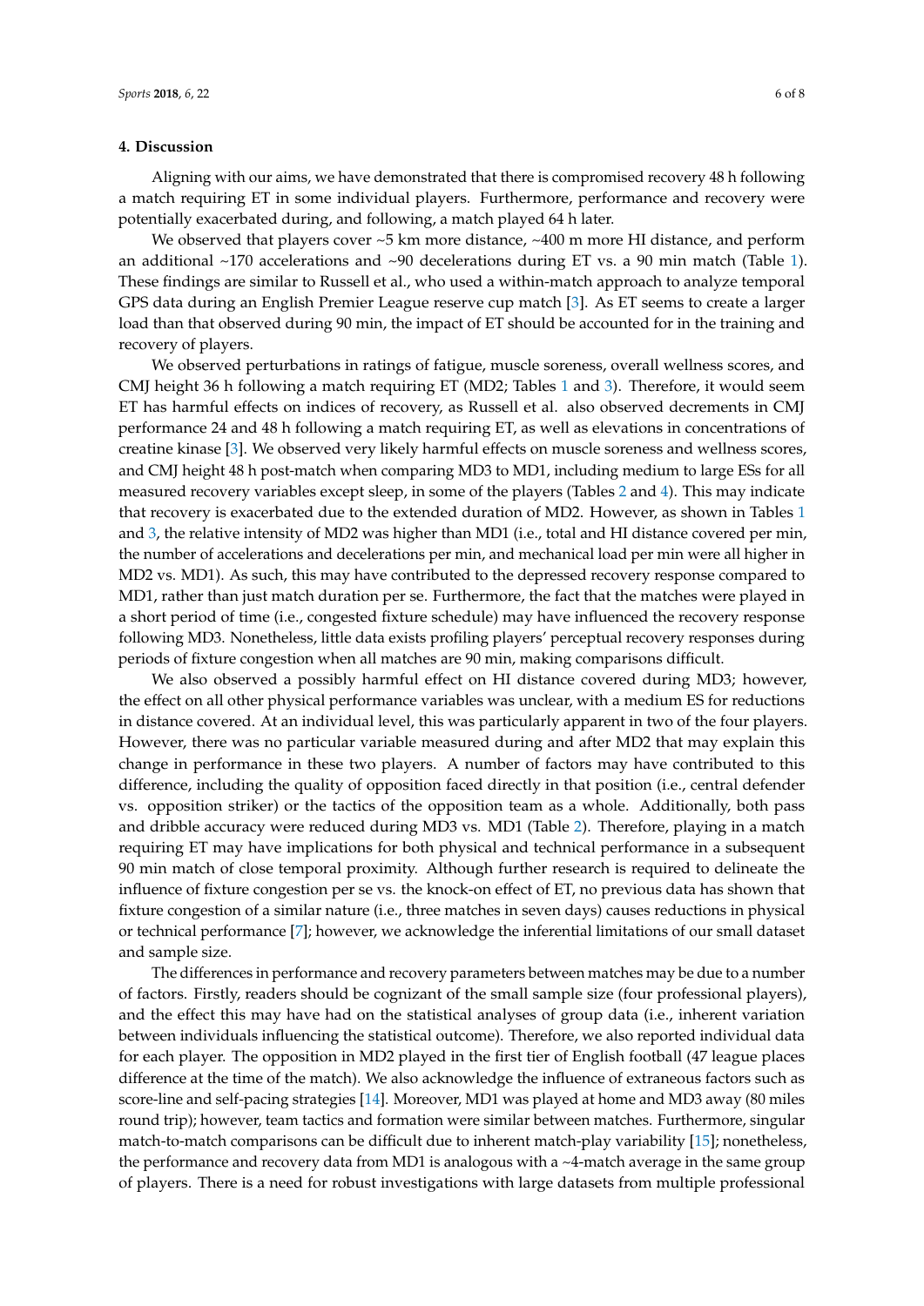## 4. Discussion

Aligning with our aims, we have demonstrated that there is compromised recovery 48 h following a match requiring ET in some individual players. Furthermore, performance and recovery were potentially exacerbated during, and following, a match played 64 h later.

We observed that players cover ~5 km more distance, ~400 m more HI distance, and perform an additional ~170 accelerations and ~90 decelerations during ET vs. a 90 min match (Table 1). These findings are similar to Russell et al., who used a within-match approach to analyze temporal GPS data during an English Premier League reserve cup match [3]. As ET seems to create a larger load than that observed during 90 min, the impact of ET should be accounted for in the training and recovery of players.

We observed perturbations in ratings of fatigue, muscle soreness, overall wellness scores, and CMJ height 36 h following a match requiring ET (MD2; Tables 1 and 3). Therefore, it would seem ET has harmful effects on indices of recovery, as Russell et al. also observed decrements in CMJ performance 24 and 48 h following a match requiring ET, as well as elevations in concentrations of creatine kinase [3]. We observed very likely harmful effects on muscle soreness and wellness scores, and CMJ height 48 h post-match when comparing MD3 to MD1, including medium to large ESs for all measured recovery variables except sleep, in some of the players (Tables 2 and 4). This may indicate that recovery is exacerbated due to the extended duration of MD2. However, as shown in Tables 1 and 3, the relative intensity of MD2 was higher than MD1 (i.e., total and HI distance covered per min, the number of accelerations and decelerations per min, and mechanical load per min were all higher in MD2 vs. MD1). As such, this may have contributed to the depressed recovery response compared to MD1, rather than just match duration per se. Furthermore, the fact that the matches were played in a short period of time (i.e., congested fixture schedule) may have influenced the recovery response following MD3. Nonetheless, little data exists profiling players' perceptual recovery responses during periods of fixture congestion when all matches are 90 min, making comparisons difficult.

We also observed a possibly harmful effect on HI distance covered during MD3; however, the effect on all other physical performance variables was unclear, with a medium ES for reductions in distance covered. At an individual level, this was particularly apparent in two of the four players. However, there was no particular variable measured during and after MD2 that may explain this change in performance in these two players. A number of factors may have contributed to this difference, including the quality of opposition faced directly in that position (i.e., central defender vs. opposition striker) or the tactics of the opposition team as a whole. Additionally, both pass and dribble accuracy were reduced during MD3 vs. MD1 (Table 2). Therefore, playing in a match requiring ET may have implications for both physical and technical performance in a subsequent 90 min match of close temporal proximity. Although further research is required to delineate the influence of fixture congestion per se vs. the knock-on effect of ET, no previous data has shown that fixture congestion of a similar nature (i.e., three matches in seven days) causes reductions in physical or technical performance [7]; however, we acknowledge the inferential limitations of our small dataset and sample size.

The differences in performance and recovery parameters between matches may be due to a number of factors. Firstly, readers should be cognizant of the small sample size (four professional players), and the effect this may have had on the statistical analyses of group data (i.e., inherent variation between individuals influencing the statistical outcome). Therefore, we also reported individual data for each player. The opposition in MD2 played in the first tier of English football (47 league places difference at the time of the match). We also acknowledge the influence of extraneous factors such as score-line and self-pacing strategies [14]. Moreover, MD1 was played at home and MD3 away (80 miles round trip); however, team tactics and formation were similar between matches. Furthermore, singular match-to-match comparisons can be difficult due to inherent match-play variability [15]; nonetheless, the performance and recovery data from MD1 is analogous with a ~4-match average in the same group of players. There is a need for robust investigations with large datasets from multiple professional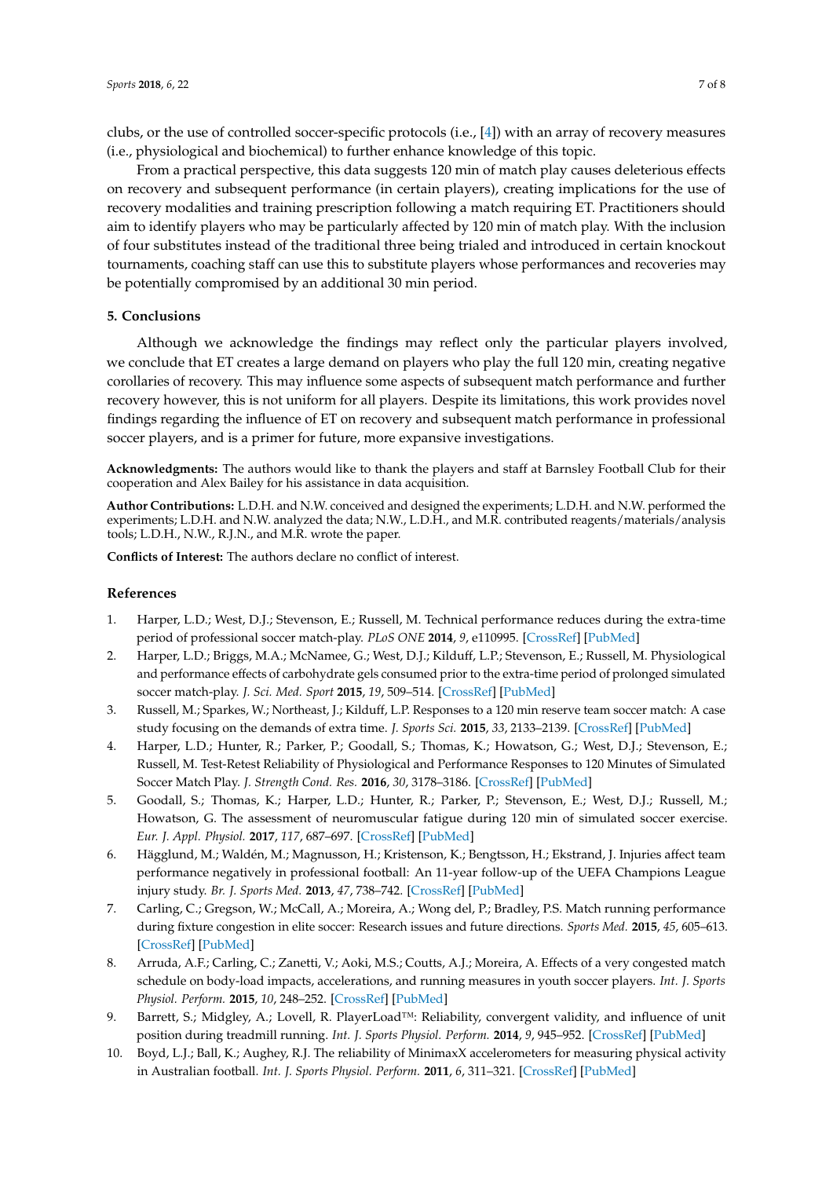clubs, or the use of controlled soccer-specific protocols (i.e., [4]) with an array of recovery measures (i.e., physiological and biochemical) to further enhance knowledge of this topic.

From a practical perspective, this data suggests 120 min of match play causes deleterious effects on recovery and subsequent performance (in certain players), creating implications for the use of recovery modalities and training prescription following a match requiring ET. Practitioners should aim to identify players who may be particularly affected by 120 min of match play. With the inclusion of four substitutes instead of the traditional three being trialed and introduced in certain knockout tournaments, coaching staff can use this to substitute players whose performances and recoveries may be potentially compromised by an additional 30 min period.

## 5. Conclusions

Although we acknowledge the findings may reflect only the particular players involved, we conclude that ET creates a large demand on players who play the full 120 min, creating negative corollaries of recovery. This may influence some aspects of subsequent match performance and further recovery however, this is not uniform for all players. Despite its limitations, this work provides novel findings regarding the influence of ET on recovery and subsequent match performance in professional soccer players, and is a primer for future, more expansive investigations.

**Acknowledgments:** The authors would like to thank the players and staff at Barnsley Football Club for their cooperation and Alex Bailey for his assistance in data acquisition.

**Author Contributions:** L.D.H. and N.W. conceived and designed the experiments; L.D.H. and N.W. performed the experiments; L.D.H. and N.W. analyzed the data; N.W., L.D.H., and M.R. contributed reagents/materials/analysis tools; L.D.H., N.W., R.J.N., and M.R. wrote the paper.

**Conflicts of Interest:** The authors declare no conflict of interest.

## References

1. Harper, L.D.; West, D.J.; Stevenson, E.; Russell, M. Technical performance reduces during the extra-time period of professional soccer match-play. *PLoS ONE* **2014**, *9*, e110995. [CrossRef] [PubMed]
2. Harper, L.D.; Briggs, M.A.; McNamee, G.; West, D.J.; Kilduff, L.P.; Stevenson, E.; Russell, M. Physiological and performance effects of carbohydrate gels consumed prior to the extra-time period of prolonged simulated soccer match-play. *J. Sci. Med. Sport* **2015**, *19*, 509–514. [CrossRef] [PubMed]
3. Russell, M.; Sparkes, W.; Northeast, J.; Kilduff, L.P. Responses to a 120 min reserve team soccer match: A case study focusing on the demands of extra time. *J. Sports Sci.* **2015**, *33*, 2133–2139. [CrossRef] [PubMed]
4. Harper, L.D.; Hunter, R.; Parker, P.; Goodall, S.; Thomas, K.; Howatson, G.; West, D.J.; Stevenson, E.; Russell, M. Test-Retest Reliability of Physiological and Performance Responses to 120 Minutes of Simulated Soccer Match Play. *J. Strength Cond. Res.* **2016**, *30*, 3178–3186. [CrossRef] [PubMed]
5. Goodall, S.; Thomas, K.; Harper, L.D.; Hunter, R.; Parker, P.; Stevenson, E.; West, D.J.; Russell, M.; Howatson, G. The assessment of neuromuscular fatigue during 120 min of simulated soccer exercise. *Eur. J. Appl. Physiol.* **2017**, *117*, 687–697. [CrossRef] [PubMed]
6. Hägglund, M.; Waldén, M.; Magnusson, H.; Kristenson, K.; Bengtsson, H.; Ekstrand, J. Injuries affect team performance negatively in professional football: An 11-year follow-up of the UEFA Champions League injury study. *Br. J. Sports Med.* **2013**, *47*, 738–742. [CrossRef] [PubMed]
7. Carling, C.; Gregson, W.; McCall, A.; Moreira, A.; Wong del, P.; Bradley, P.S. Match running performance during fixture congestion in elite soccer: Research issues and future directions. *Sports Med.* **2015**, *45*, 605–613. [CrossRef] [PubMed]
8. Arruda, A.F.; Carling, C.; Zanetti, V.; Aoki, M.S.; Coutts, A.J.; Moreira, A. Effects of a very congested match schedule on body-load impacts, accelerations, and running measures in youth soccer players. *Int. J. Sports Physiol. Perform.* **2015**, *10*, 248–252. [CrossRef] [PubMed]
9. Barrett, S.; Midgley, A.; Lovell, R. PlayerLoad™: Reliability, convergent validity, and influence of unit position during treadmill running. *Int. J. Sports Physiol. Perform.* **2014**, *9*, 945–952. [CrossRef] [PubMed]
10. Boyd, L.J.; Ball, K.; Aughey, R.J. The reliability of MinimaxX accelerometers for measuring physical activity in Australian football. *Int. J. Sports Physiol. Perform.* **2011**, *6*, 311–321. [CrossRef] [PubMed]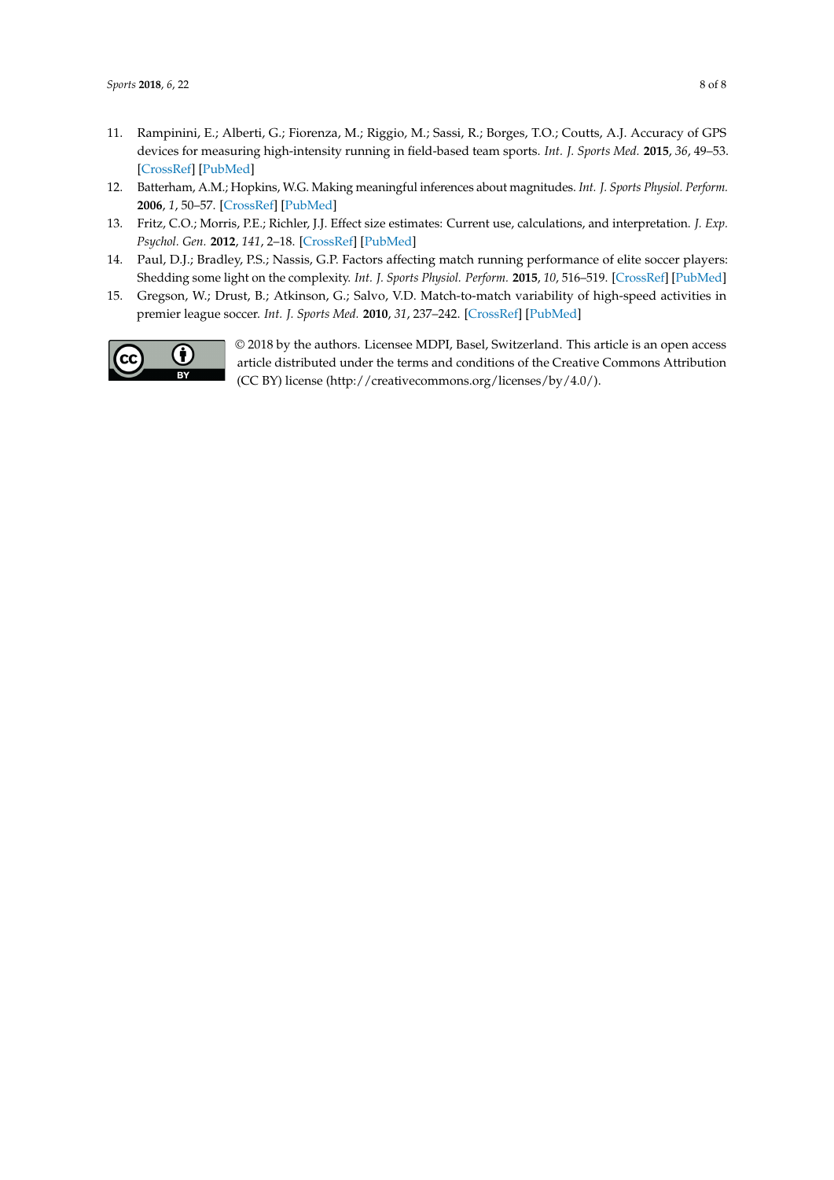11. Rampinini, E.; Alberti, G.; Fiorenza, M.; Riggio, M.; Sassi, R.; Borges, T.O.; Coutts, A.J. Accuracy of GPS devices for measuring high-intensity running in field-based team sports. *Int. J. Sports Med.* **2015**, *36*, 49–53. [CrossRef] [PubMed]
12. Batterham, A.M.; Hopkins, W.G. Making meaningful inferences about magnitudes. *Int. J. Sports Physiol. Perform.* **2006**, *1*, 50–57. [CrossRef] [PubMed]
13. Fritz, C.O.; Morris, P.E.; Richler, J.J. Effect size estimates: Current use, calculations, and interpretation. *J. Exp. Psychol. Gen.* **2012**, *141*, 2–18. [CrossRef] [PubMed]
14. Paul, D.J.; Bradley, P.S.; Nassis, G.P. Factors affecting match running performance of elite soccer players: Shedding some light on the complexity. *Int. J. Sports Physiol. Perform.* **2015**, *10*, 516–519. [CrossRef] [PubMed]
15. Gregson, W.; Drust, B.; Atkinson, G.; Salvo, V.D. Match-to-match variability of high-speed activities in premier league soccer. *Int. J. Sports Med.* **2010**, *31*, 237–242. [CrossRef] [PubMed]

© 2018 by the authors. Licensee MDPI, Basel, Switzerland. This article is an open access article distributed under the terms and conditions of the Creative Commons Attribution (CC BY) license (http://creativecommons.org/licenses/by/4.0/).